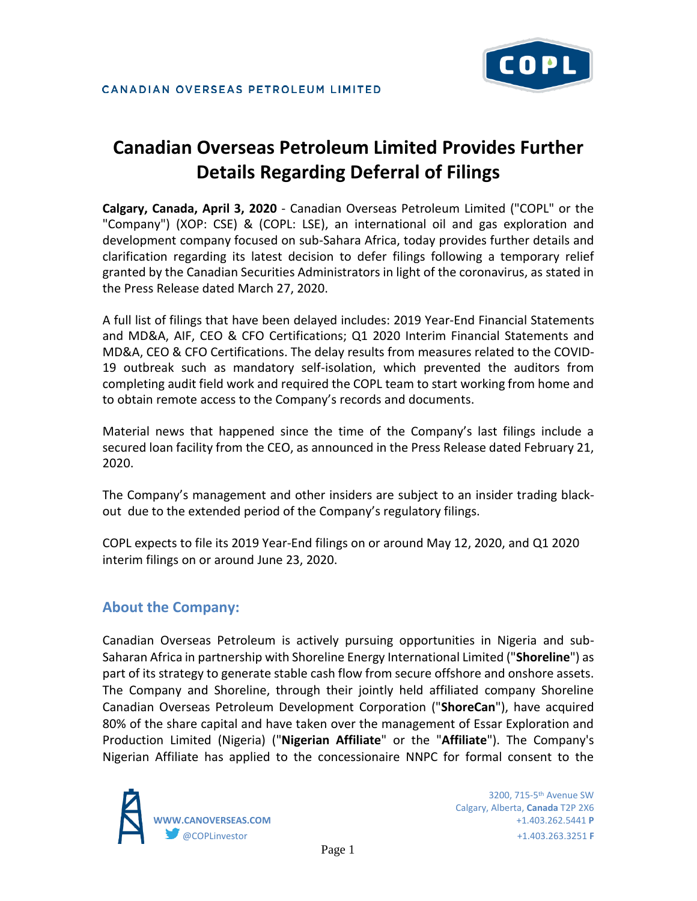CANADIAN OVERSEAS PETROLEUM LIMITED

# Canadian Overseas Petroleum Limited Provides Further Details Regarding Deferral of Filings

**Calgary, Canada, April 3, 2020** - Canadian Overseas Petroleum Limited ("COPL" or the "Company") (XOP: CSE) & (COPL: LSE), an international oil and gas exploration and development company focused on sub-Sahara Africa, today provides further details and clarification regarding its latest decision to defer filings following a temporary relief granted by the Canadian Securities Administrators in light of the coronavirus, as stated in the Press Release dated March 27, 2020.

A full list of filings that have been delayed includes: 2019 Year-End Financial Statements and MD&A, AIF, CEO & CFO Certifications; Q1 2020 Interim Financial Statements and MD&A, CEO & CFO Certifications. The delay results from measures related to the COVID-19 outbreak such as mandatory self-isolation, which prevented the auditors from completing audit field work and required the COPL team to start working from home and to obtain remote access to the Company's records and documents.

Material news that happened since the time of the Company's last filings include a secured loan facility from the CEO, as announced in the Press Release dated February 21, 2020.

The Company's management and other insiders are subject to an insider trading black-out due to the extended period of the Company's regulatory filings.

COPL expects to file its 2019 Year-End filings on or around May 12, 2020, and Q1 2020 interim filings on or around June 23, 2020.

## About the Company:

Canadian Overseas Petroleum is actively pursuing opportunities in Nigeria and sub-Saharan Africa in partnership with Shoreline Energy International Limited ("**Shoreline**") as part of its strategy to generate stable cash flow from secure offshore and onshore assets. The Company and Shoreline, through their jointly held affiliated company Shoreline Canadian Overseas Petroleum Development Corporation ("**ShoreCan**"), have acquired 80% of the share capital and have taken over the management of Essar Exploration and Production Limited (Nigeria) ("**Nigerian Affiliate**" or the "**Affiliate**"). The Company's Nigerian Affiliate has applied to the concessionaire NNPC for formal consent to the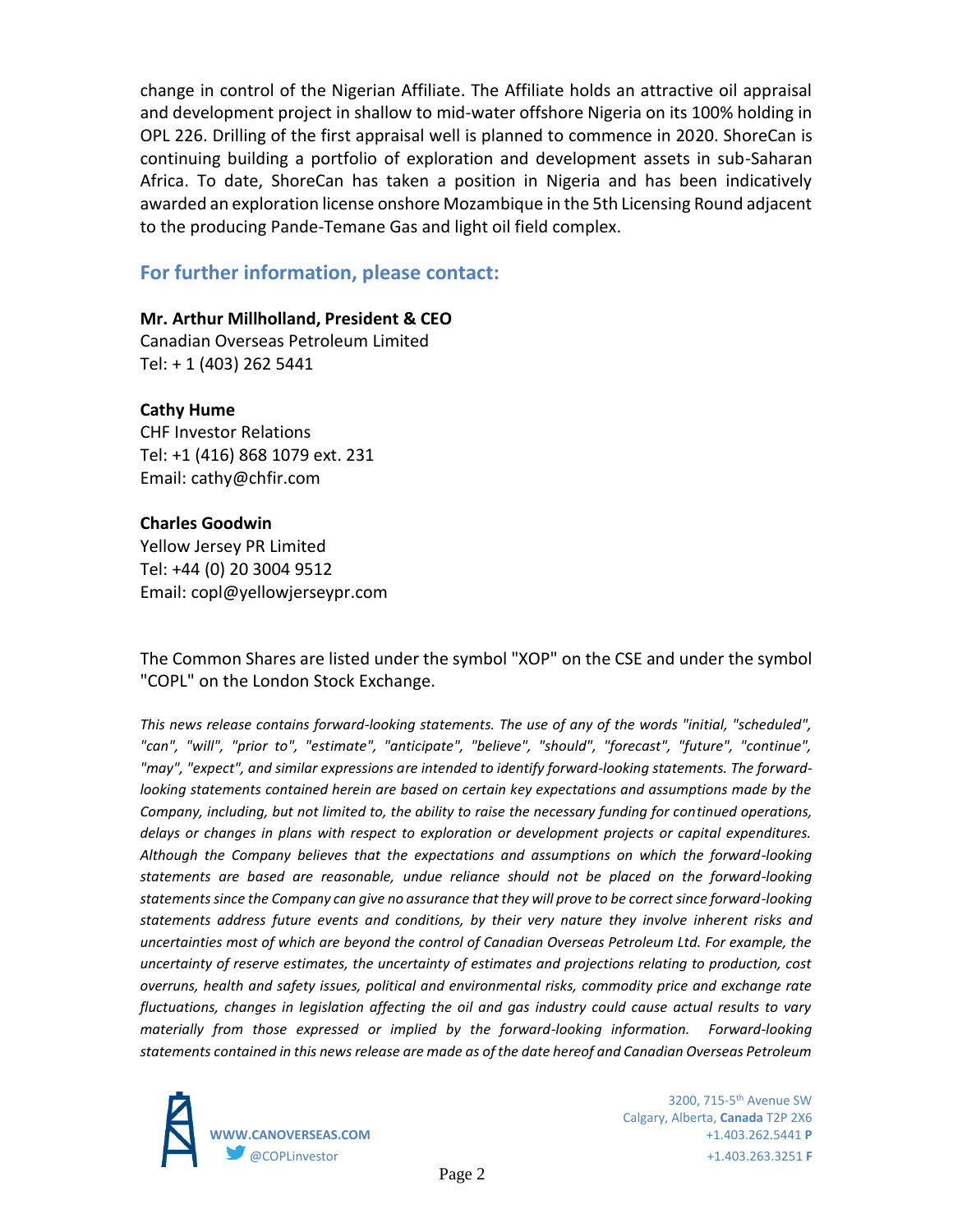change in control of the Nigerian Affiliate. The Affiliate holds an attractive oil appraisal and development project in shallow to mid-water offshore Nigeria on its 100% holding in OPL 226. Drilling of the first appraisal well is planned to commence in 2020. ShoreCan is continuing building a portfolio of exploration and development assets in sub-Saharan Africa. To date, ShoreCan has taken a position in Nigeria and has been indicatively awarded an exploration license onshore Mozambique in the 5th Licensing Round adjacent to the producing Pande-Temane Gas and light oil field complex.

## For further information, please contact:

**Mr. Arthur Millholland, President & CEO**
Canadian Overseas Petroleum Limited
Tel: + 1 (403) 262 5441

**Cathy Hume**
CHF Investor Relations
Tel: +1 (416) 868 1079 ext. 231
Email: cathy@chfir.com

**Charles Goodwin**
Yellow Jersey PR Limited
Tel: +44 (0) 20 3004 9512
Email: copl@yellowjerseypr.com

The Common Shares are listed under the symbol "XOP" on the CSE and under the symbol "COPL" on the London Stock Exchange.

*This news release contains forward-looking statements. The use of any of the words "initial, "scheduled", "can", "will", "prior to", "estimate", "anticipate", "believe", "should", "forecast", "future", "continue", "may", "expect", and similar expressions are intended to identify forward-looking statements. The forward-looking statements contained herein are based on certain key expectations and assumptions made by the Company, including, but not limited to, the ability to raise the necessary funding for continued operations, delays or changes in plans with respect to exploration or development projects or capital expenditures. Although the Company believes that the expectations and assumptions on which the forward-looking statements are based are reasonable, undue reliance should not be placed on the forward-looking statements since the Company can give no assurance that they will prove to be correct since forward-looking statements address future events and conditions, by their very nature they involve inherent risks and uncertainties most of which are beyond the control of Canadian Overseas Petroleum Ltd. For example, the uncertainty of reserve estimates, the uncertainty of estimates and projections relating to production, cost overruns, health and safety issues, political and environmental risks, commodity price and exchange rate fluctuations, changes in legislation affecting the oil and gas industry could cause actual results to vary materially from those expressed or implied by the forward-looking information. Forward-looking statements contained in this news release are made as of the date hereof and Canadian Overseas Petroleum*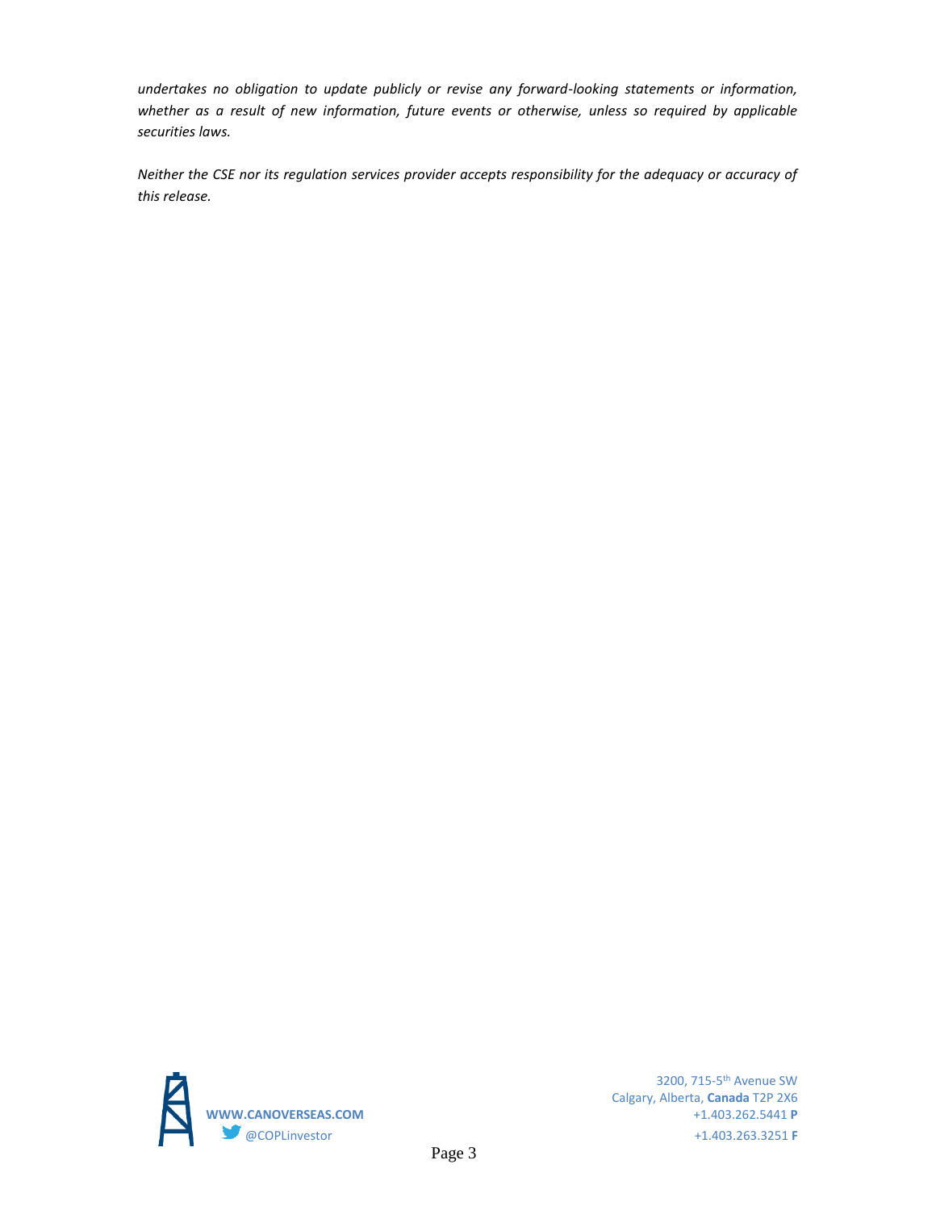*undertakes no obligation to update publicly or revise any forward-looking statements or information, whether as a result of new information, future events or otherwise, unless so required by applicable securities laws.*

*Neither the CSE nor its regulation services provider accepts responsibility for the adequacy or accuracy of this release.*